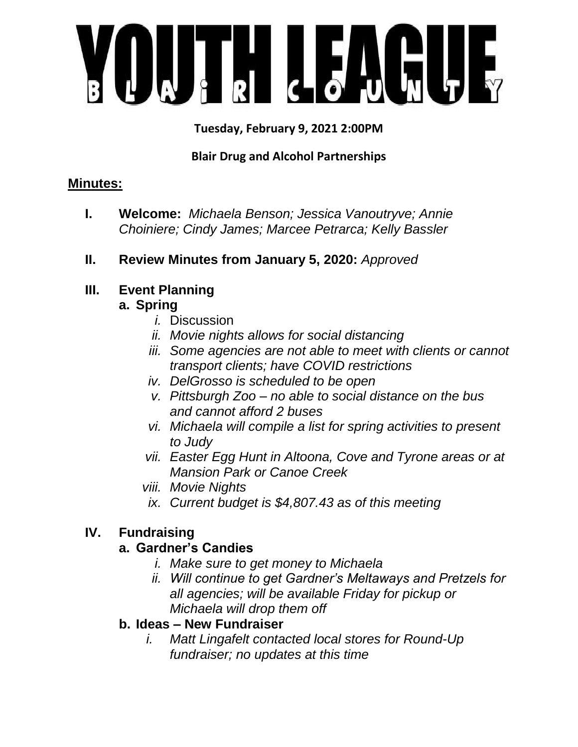# YOUTH LEAGUE

## BLAIR COUNTY

**Tuesday, February 9, 2021 2:00PM**

**Blair Drug and Alcohol Partnerships**

**Minutes:**

**I. Welcome:** *Michaela Benson; Jessica Vanoutryve; Annie Choiniere; Cindy James; Marcee Petrarca; Kelly Bassler*

**II. Review Minutes from January 5, 2020:** *Approved*

**III. Event Planning**

**a. Spring**

*i.* Discussion

*ii. Movie nights allows for social distancing*

*iii. Some agencies are not able to meet with clients or cannot transport clients; have COVID restrictions*

*iv. DelGrosso is scheduled to be open*

*v. Pittsburgh Zoo – no able to social distance on the bus and cannot afford 2 buses*

*vi. Michaela will compile a list for spring activities to present to Judy*

*vii. Easter Egg Hunt in Altoona, Cove and Tyrone areas or at Mansion Park or Canoe Creek*

*viii. Movie Nights*

*ix. Current budget is $4,807.43 as of this meeting*

**IV. Fundraising**

**a. Gardner's Candies**

*i. Make sure to get money to Michaela*

*ii. Will continue to get Gardner's Meltaways and Pretzels for all agencies; will be available Friday for pickup or Michaela will drop them off*

**b. Ideas – New Fundraiser**

*i. Matt Lingafelt contacted local stores for Round-Up fundraiser; no updates at this time*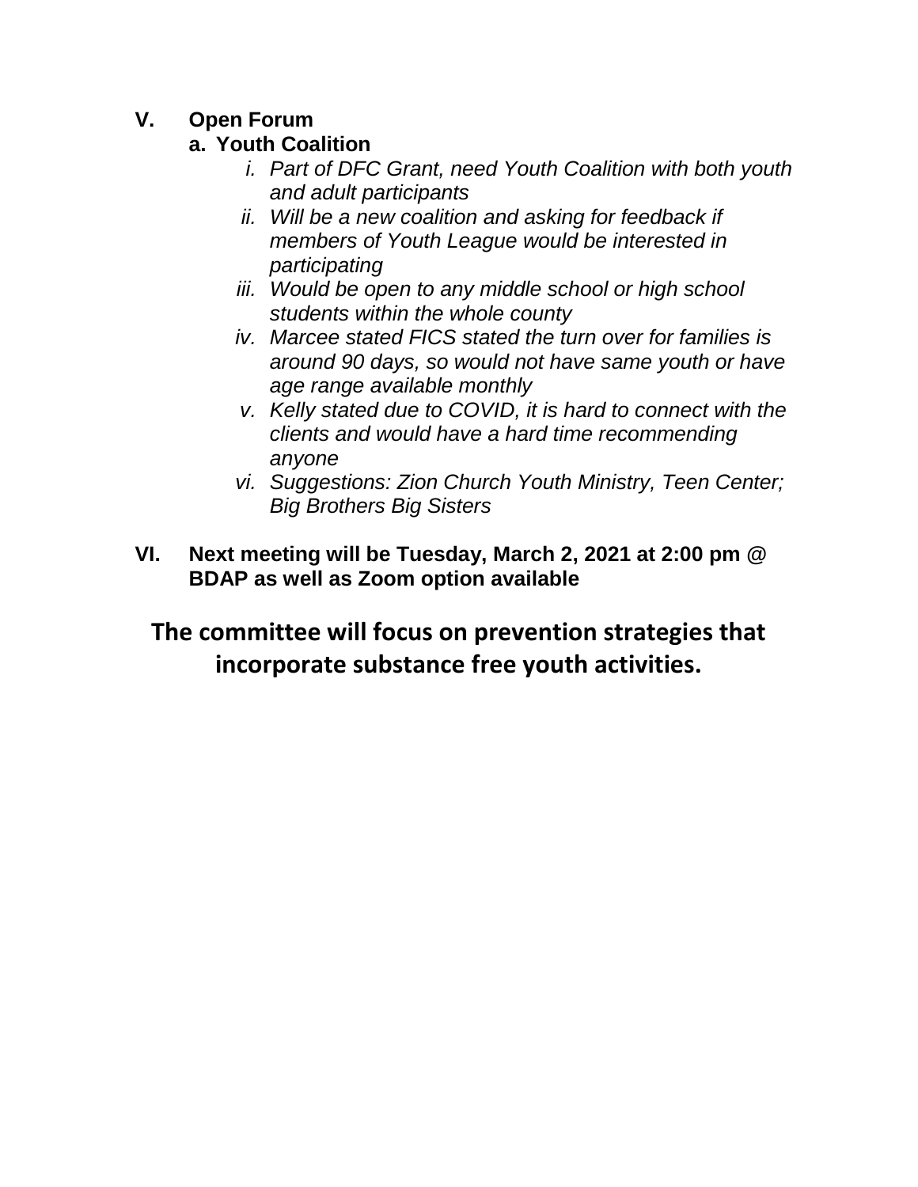**V. Open Forum**

**a. Youth Coalition**

*i. Part of DFC Grant, need Youth Coalition with both youth and adult participants*

*ii. Will be a new coalition and asking for feedback if members of Youth League would be interested in participating*

*iii. Would be open to any middle school or high school students within the whole county*

*iv. Marcee stated FICS stated the turn over for families is around 90 days, so would not have same youth or have age range available monthly*

*v. Kelly stated due to COVID, it is hard to connect with the clients and would have a hard time recommending anyone*

*vi. Suggestions: Zion Church Youth Ministry, Teen Center; Big Brothers Big Sisters*

**VI. Next meeting will be Tuesday, March 2, 2021 at 2:00 pm @ BDAP as well as Zoom option available**

**The committee will focus on prevention strategies that incorporate substance free youth activities.**